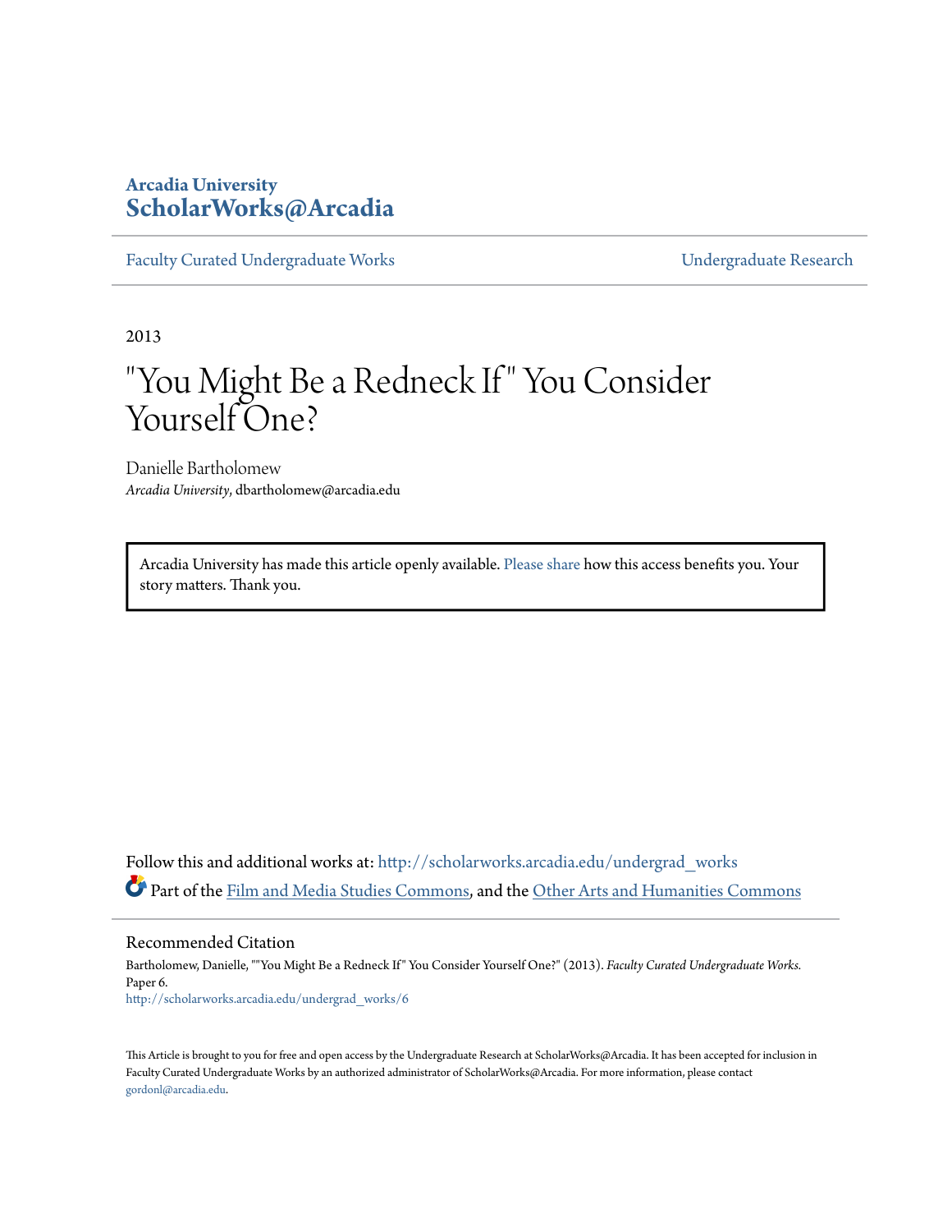Arcadia University
**ScholarWorks@Arcadia**

Faculty Curated Undergraduate Works | Undergraduate Research

2013

# "You Might Be a Redneck If" You Consider Yourself One?

Danielle Bartholomew
*Arcadia University*, dbartholomew@arcadia.edu

Arcadia University has made this article openly available. Please share how this access benefits you. Your story matters. Thank you.

Follow this and additional works at: http://scholarworks.arcadia.edu/undergrad_works

Part of the Film and Media Studies Commons, and the Other Arts and Humanities Commons

## Recommended Citation

Bartholomew, Danielle, ""You Might Be a Redneck If" You Consider Yourself One?" (2013). *Faculty Curated Undergraduate Works.* Paper 6.
http://scholarworks.arcadia.edu/undergrad_works/6

This Article is brought to you for free and open access by the Undergraduate Research at ScholarWorks@Arcadia. It has been accepted for inclusion in Faculty Curated Undergraduate Works by an authorized administrator of ScholarWorks@Arcadia. For more information, please contact gordonl@arcadia.edu.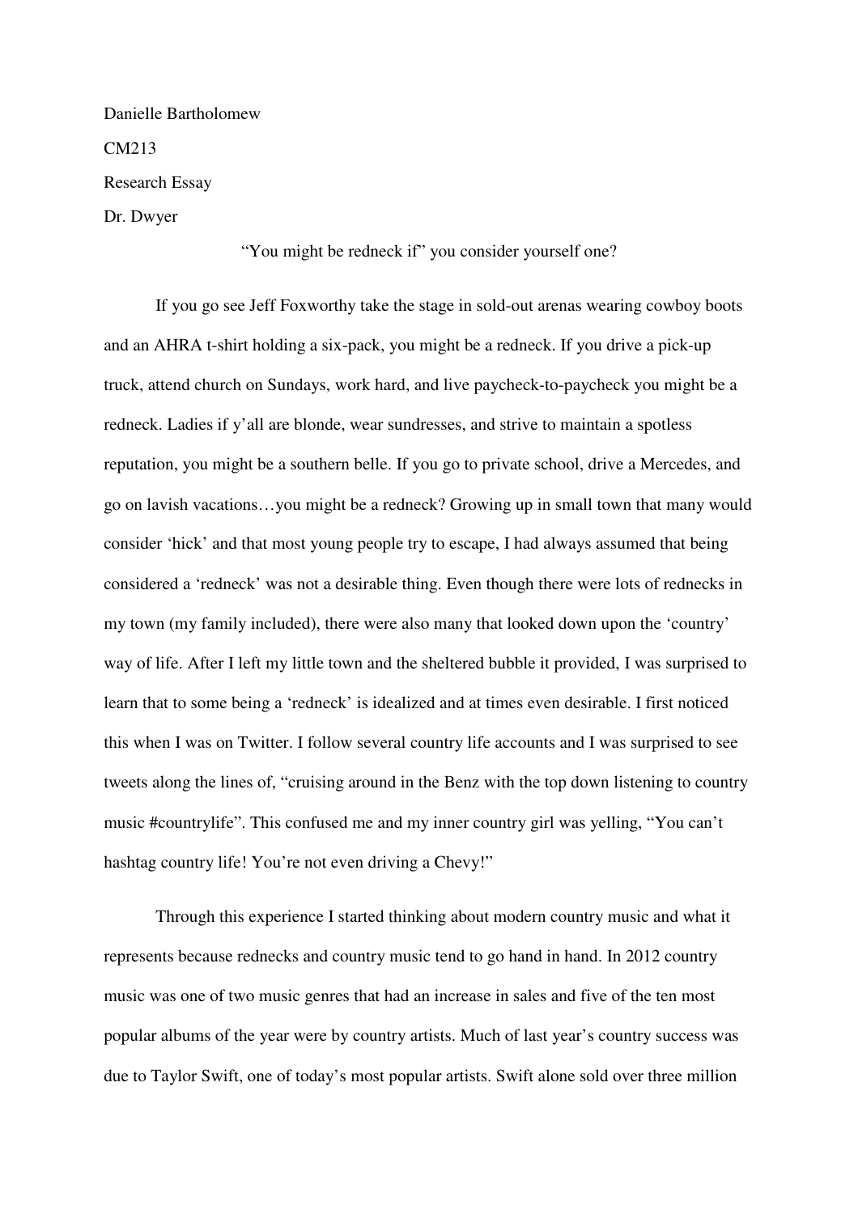Danielle Bartholomew

CM213

Research Essay

Dr. Dwyer

“You might be redneck if” you consider yourself one?

If you go see Jeff Foxworthy take the stage in sold-out arenas wearing cowboy boots and an AHRA t-shirt holding a six-pack, you might be a redneck. If you drive a pick-up truck, attend church on Sundays, work hard, and live paycheck-to-paycheck you might be a redneck. Ladies if y’all are blonde, wear sundresses, and strive to maintain a spotless reputation, you might be a southern belle. If you go to private school, drive a Mercedes, and go on lavish vacations…you might be a redneck? Growing up in small town that many would consider ‘hick’ and that most young people try to escape, I had always assumed that being considered a ‘redneck’ was not a desirable thing. Even though there were lots of rednecks in my town (my family included), there were also many that looked down upon the ‘country’ way of life. After I left my little town and the sheltered bubble it provided, I was surprised to learn that to some being a ‘redneck’ is idealized and at times even desirable. I first noticed this when I was on Twitter. I follow several country life accounts and I was surprised to see tweets along the lines of, “cruising around in the Benz with the top down listening to country music #countrylife”. This confused me and my inner country girl was yelling, “You can’t hashtag country life! You’re not even driving a Chevy!”

Through this experience I started thinking about modern country music and what it represents because rednecks and country music tend to go hand in hand. In 2012 country music was one of two music genres that had an increase in sales and five of the ten most popular albums of the year were by country artists. Much of last year’s country success was due to Taylor Swift, one of today’s most popular artists. Swift alone sold over three million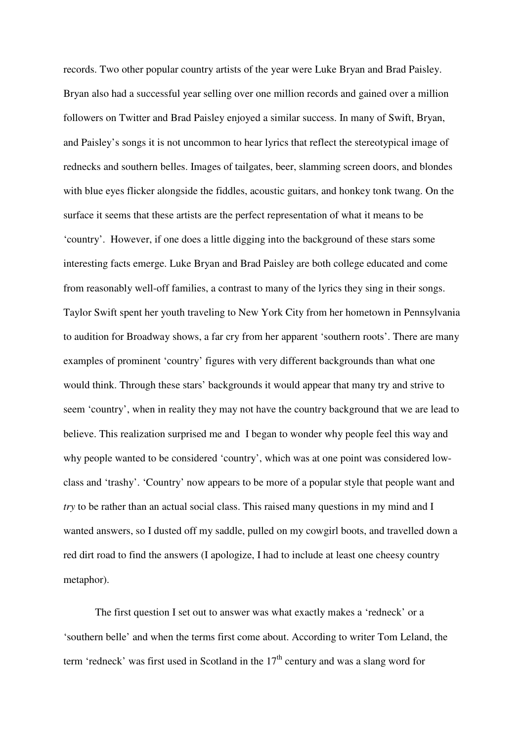records. Two other popular country artists of the year were Luke Bryan and Brad Paisley. Bryan also had a successful year selling over one million records and gained over a million followers on Twitter and Brad Paisley enjoyed a similar success. In many of Swift, Bryan, and Paisley's songs it is not uncommon to hear lyrics that reflect the stereotypical image of rednecks and southern belles. Images of tailgates, beer, slamming screen doors, and blondes with blue eyes flicker alongside the fiddles, acoustic guitars, and honkey tonk twang. On the surface it seems that these artists are the perfect representation of what it means to be 'country'. However, if one does a little digging into the background of these stars some interesting facts emerge. Luke Bryan and Brad Paisley are both college educated and come from reasonably well-off families, a contrast to many of the lyrics they sing in their songs. Taylor Swift spent her youth traveling to New York City from her hometown in Pennsylvania to audition for Broadway shows, a far cry from her apparent 'southern roots'. There are many examples of prominent 'country' figures with very different backgrounds than what one would think. Through these stars' backgrounds it would appear that many try and strive to seem 'country', when in reality they may not have the country background that we are lead to believe. This realization surprised me and I began to wonder why people feel this way and why people wanted to be considered 'country', which was at one point was considered low-class and 'trashy'. 'Country' now appears to be more of a popular style that people want and *try* to be rather than an actual social class. This raised many questions in my mind and I wanted answers, so I dusted off my saddle, pulled on my cowgirl boots, and travelled down a red dirt road to find the answers (I apologize, I had to include at least one cheesy country metaphor).

The first question I set out to answer was what exactly makes a 'redneck' or a 'southern belle' and when the terms first come about. According to writer Tom Leland, the term 'redneck' was first used in Scotland in the 17th century and was a slang word for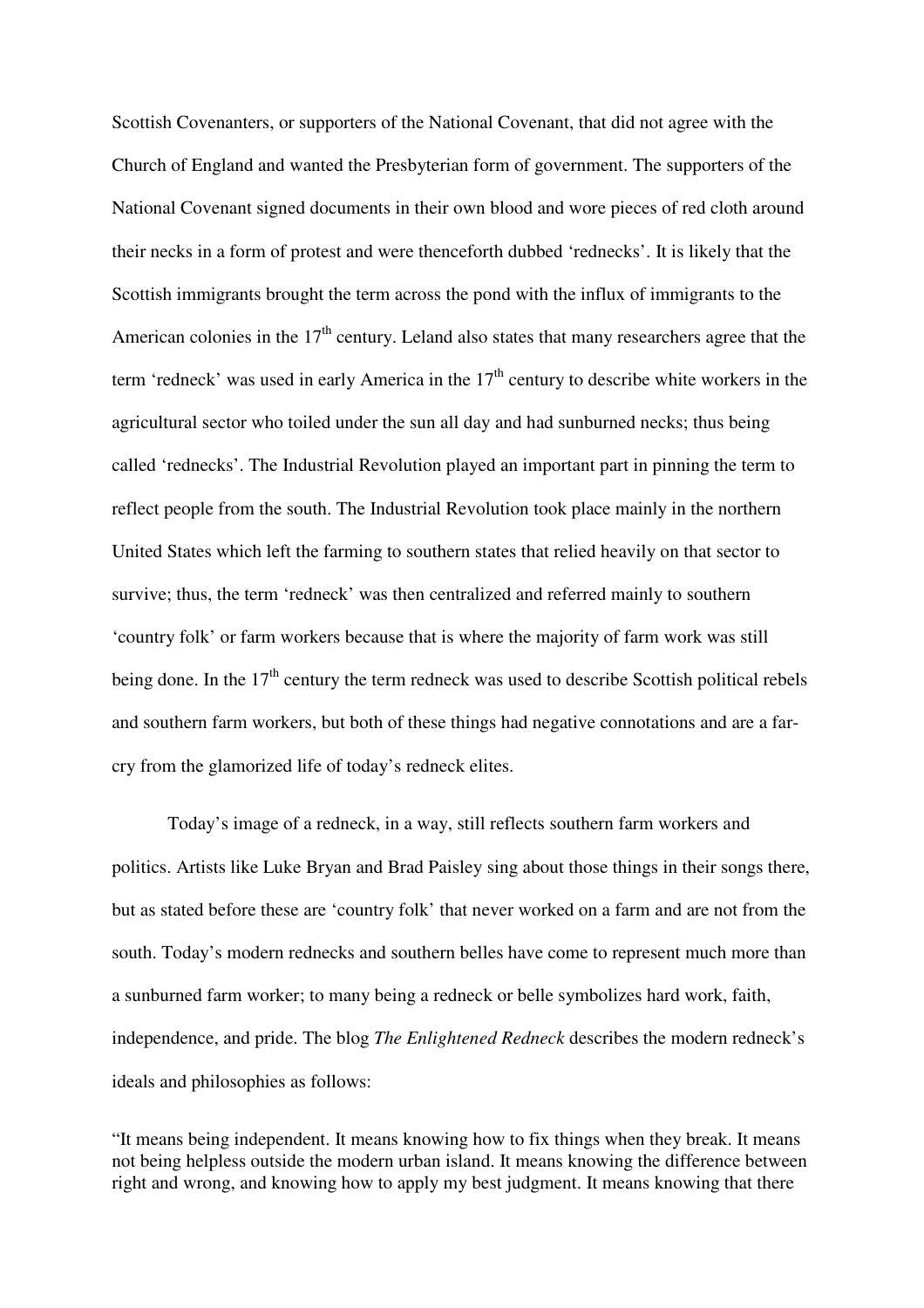Scottish Covenanters, or supporters of the National Covenant, that did not agree with the Church of England and wanted the Presbyterian form of government. The supporters of the National Covenant signed documents in their own blood and wore pieces of red cloth around their necks in a form of protest and were thenceforth dubbed 'rednecks'. It is likely that the Scottish immigrants brought the term across the pond with the influx of immigrants to the American colonies in the $17^{th}$ century. Leland also states that many researchers agree that the term 'redneck' was used in early America in the $17^{th}$ century to describe white workers in the agricultural sector who toiled under the sun all day and had sunburned necks; thus being called 'rednecks'. The Industrial Revolution played an important part in pinning the term to reflect people from the south. The Industrial Revolution took place mainly in the northern United States which left the farming to southern states that relied heavily on that sector to survive; thus, the term 'redneck' was then centralized and referred mainly to southern 'country folk' or farm workers because that is where the majority of farm work was still being done. In the $17^{th}$ century the term redneck was used to describe Scottish political rebels and southern farm workers, but both of these things had negative connotations and are a far-cry from the glamorized life of today's redneck elites.

Today's image of a redneck, in a way, still reflects southern farm workers and politics. Artists like Luke Bryan and Brad Paisley sing about those things in their songs there, but as stated before these are 'country folk' that never worked on a farm and are not from the south. Today's modern rednecks and southern belles have come to represent much more than a sunburned farm worker; to many being a redneck or belle symbolizes hard work, faith, independence, and pride. The blog *The Enlightened Redneck* describes the modern redneck's ideals and philosophies as follows:

"It means being independent. It means knowing how to fix things when they break. It means not being helpless outside the modern urban island. It means knowing the difference between right and wrong, and knowing how to apply my best judgment. It means knowing that there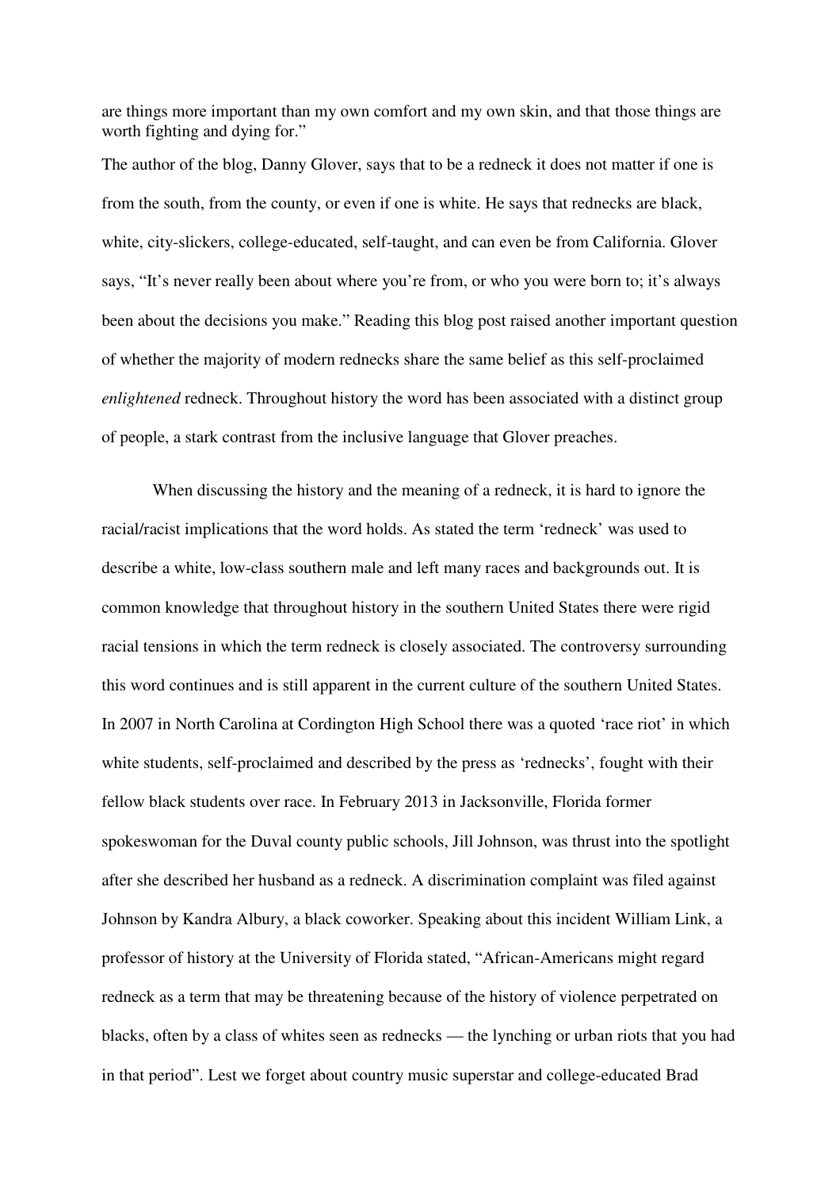are things more important than my own comfort and my own skin, and that those things are worth fighting and dying for."

The author of the blog, Danny Glover, says that to be a redneck it does not matter if one is from the south, from the county, or even if one is white. He says that rednecks are black, white, city-slickers, college-educated, self-taught, and can even be from California. Glover says, "It's never really been about where you're from, or who you were born to; it's always been about the decisions you make." Reading this blog post raised another important question of whether the majority of modern rednecks share the same belief as this self-proclaimed *enlightened* redneck. Throughout history the word has been associated with a distinct group of people, a stark contrast from the inclusive language that Glover preaches.

When discussing the history and the meaning of a redneck, it is hard to ignore the racial/racist implications that the word holds. As stated the term 'redneck' was used to describe a white, low-class southern male and left many races and backgrounds out. It is common knowledge that throughout history in the southern United States there were rigid racial tensions in which the term redneck is closely associated. The controversy surrounding this word continues and is still apparent in the current culture of the southern United States. In 2007 in North Carolina at Cordington High School there was a quoted 'race riot' in which white students, self-proclaimed and described by the press as 'rednecks', fought with their fellow black students over race. In February 2013 in Jacksonville, Florida former spokeswoman for the Duval county public schools, Jill Johnson, was thrust into the spotlight after she described her husband as a redneck. A discrimination complaint was filed against Johnson by Kandra Albury, a black coworker. Speaking about this incident William Link, a professor of history at the University of Florida stated, "African-Americans might regard redneck as a term that may be threatening because of the history of violence perpetrated on blacks, often by a class of whites seen as rednecks — the lynching or urban riots that you had in that period". Lest we forget about country music superstar and college-educated Brad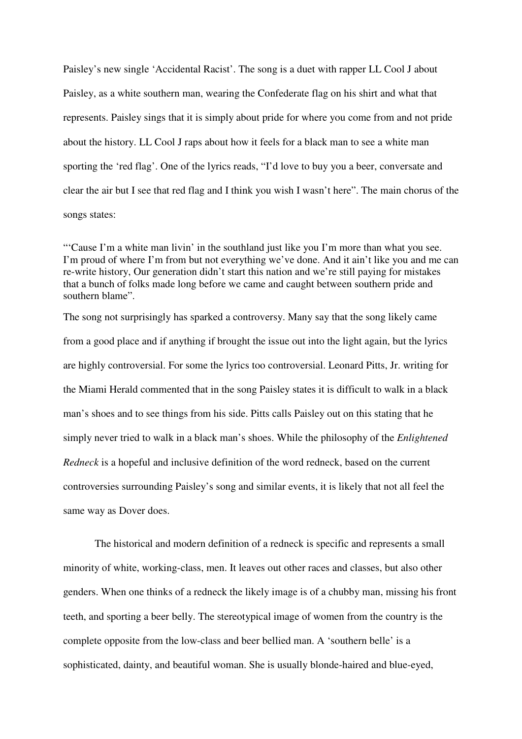Paisley's new single 'Accidental Racist'. The song is a duet with rapper LL Cool J about Paisley, as a white southern man, wearing the Confederate flag on his shirt and what that represents. Paisley sings that it is simply about pride for where you come from and not pride about the history. LL Cool J raps about how it feels for a black man to see a white man sporting the 'red flag'. One of the lyrics reads, "I'd love to buy you a beer, conversate and clear the air but I see that red flag and I think you wish I wasn't here". The main chorus of the songs states:

"'Cause I'm a white man livin' in the southland just like you I'm more than what you see. I'm proud of where I'm from but not everything we've done. And it ain't like you and me can re-write history, Our generation didn't start this nation and we're still paying for mistakes that a bunch of folks made long before we came and caught between southern pride and southern blame".

The song not surprisingly has sparked a controversy. Many say that the song likely came from a good place and if anything if brought the issue out into the light again, but the lyrics are highly controversial. For some the lyrics too controversial. Leonard Pitts, Jr. writing for the Miami Herald commented that in the song Paisley states it is difficult to walk in a black man's shoes and to see things from his side. Pitts calls Paisley out on this stating that he simply never tried to walk in a black man's shoes. While the philosophy of the *Enlightened Redneck* is a hopeful and inclusive definition of the word redneck, based on the current controversies surrounding Paisley's song and similar events, it is likely that not all feel the same way as Dover does.

The historical and modern definition of a redneck is specific and represents a small minority of white, working-class, men. It leaves out other races and classes, but also other genders. When one thinks of a redneck the likely image is of a chubby man, missing his front teeth, and sporting a beer belly. The stereotypical image of women from the country is the complete opposite from the low-class and beer bellied man. A 'southern belle' is a sophisticated, dainty, and beautiful woman. She is usually blonde-haired and blue-eyed,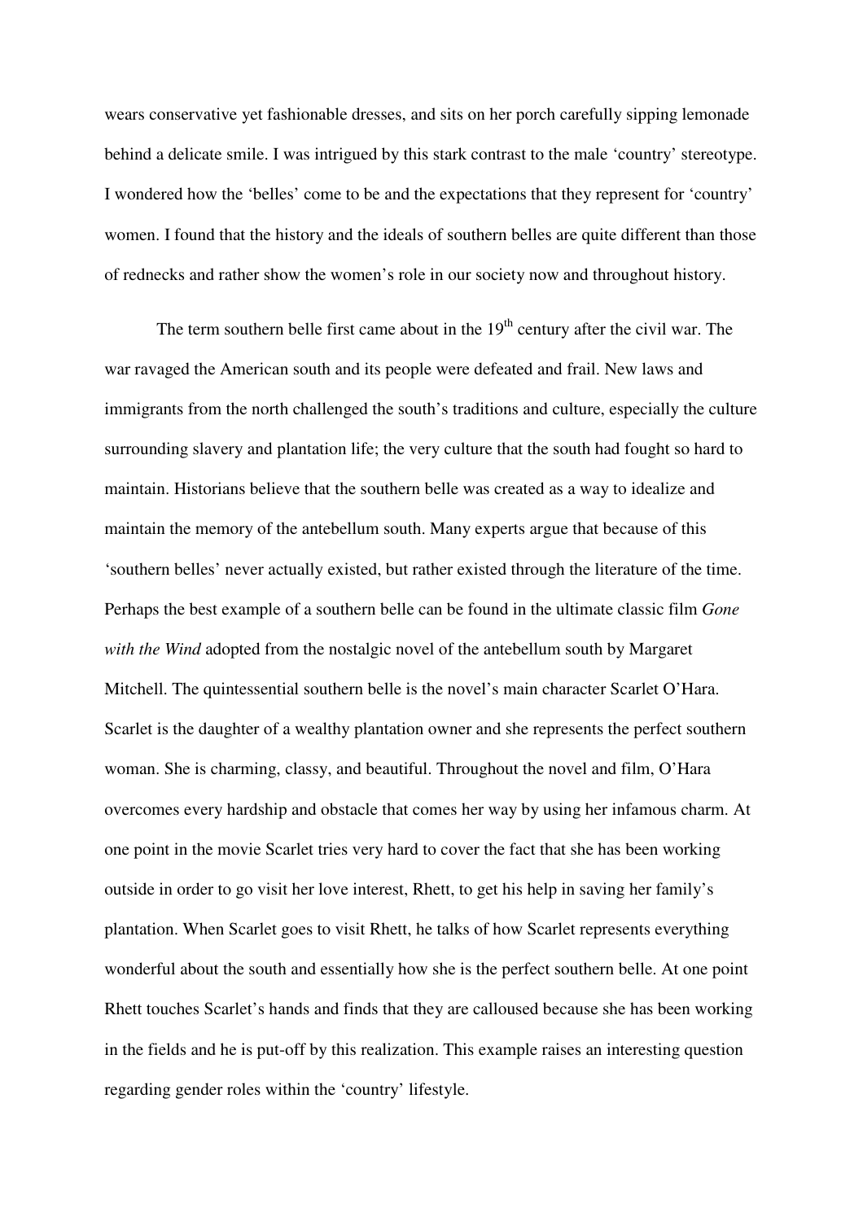wears conservative yet fashionable dresses, and sits on her porch carefully sipping lemonade behind a delicate smile. I was intrigued by this stark contrast to the male 'country' stereotype. I wondered how the 'belles' come to be and the expectations that they represent for 'country' women. I found that the history and the ideals of southern belles are quite different than those of rednecks and rather show the women's role in our society now and throughout history.

The term southern belle first came about in the 19th century after the civil war. The war ravaged the American south and its people were defeated and frail. New laws and immigrants from the north challenged the south's traditions and culture, especially the culture surrounding slavery and plantation life; the very culture that the south had fought so hard to maintain. Historians believe that the southern belle was created as a way to idealize and maintain the memory of the antebellum south. Many experts argue that because of this 'southern belles' never actually existed, but rather existed through the literature of the time. Perhaps the best example of a southern belle can be found in the ultimate classic film *Gone with the Wind* adopted from the nostalgic novel of the antebellum south by Margaret Mitchell. The quintessential southern belle is the novel's main character Scarlet O'Hara. Scarlet is the daughter of a wealthy plantation owner and she represents the perfect southern woman. She is charming, classy, and beautiful. Throughout the novel and film, O'Hara overcomes every hardship and obstacle that comes her way by using her infamous charm. At one point in the movie Scarlet tries very hard to cover the fact that she has been working outside in order to go visit her love interest, Rhett, to get his help in saving her family's plantation. When Scarlet goes to visit Rhett, he talks of how Scarlet represents everything wonderful about the south and essentially how she is the perfect southern belle. At one point Rhett touches Scarlet's hands and finds that they are calloused because she has been working in the fields and he is put-off by this realization. This example raises an interesting question regarding gender roles within the 'country' lifestyle.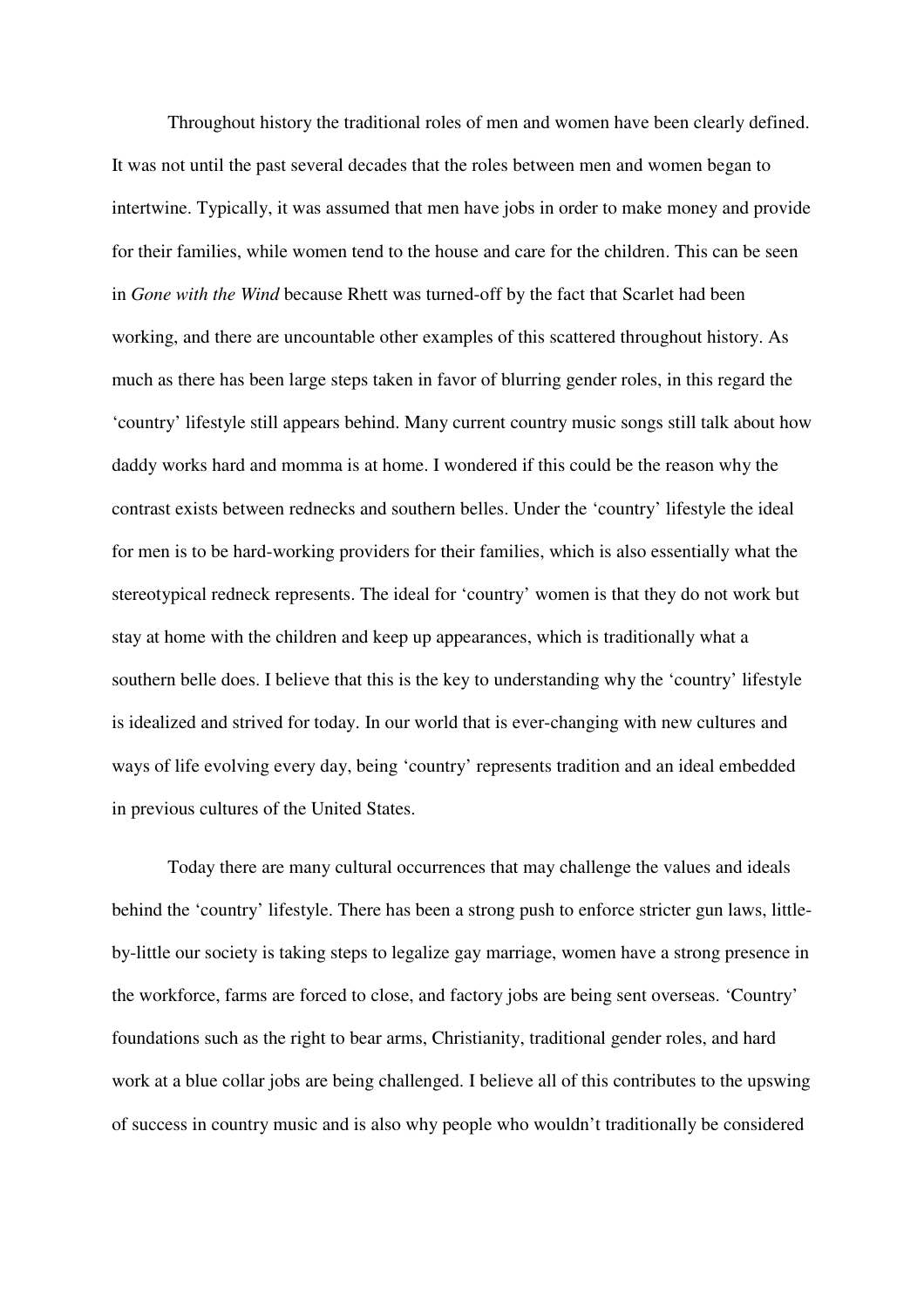Throughout history the traditional roles of men and women have been clearly defined. It was not until the past several decades that the roles between men and women began to intertwine. Typically, it was assumed that men have jobs in order to make money and provide for their families, while women tend to the house and care for the children. This can be seen in *Gone with the Wind* because Rhett was turned-off by the fact that Scarlet had been working, and there are uncountable other examples of this scattered throughout history. As much as there has been large steps taken in favor of blurring gender roles, in this regard the 'country' lifestyle still appears behind. Many current country music songs still talk about how daddy works hard and momma is at home. I wondered if this could be the reason why the contrast exists between rednecks and southern belles. Under the 'country' lifestyle the ideal for men is to be hard-working providers for their families, which is also essentially what the stereotypical redneck represents. The ideal for 'country' women is that they do not work but stay at home with the children and keep up appearances, which is traditionally what a southern belle does. I believe that this is the key to understanding why the 'country' lifestyle is idealized and strived for today. In our world that is ever-changing with new cultures and ways of life evolving every day, being 'country' represents tradition and an ideal embedded in previous cultures of the United States.

Today there are many cultural occurrences that may challenge the values and ideals behind the 'country' lifestyle. There has been a strong push to enforce stricter gun laws, little-by-little our society is taking steps to legalize gay marriage, women have a strong presence in the workforce, farms are forced to close, and factory jobs are being sent overseas. 'Country' foundations such as the right to bear arms, Christianity, traditional gender roles, and hard work at a blue collar jobs are being challenged. I believe all of this contributes to the upswing of success in country music and is also why people who wouldn't traditionally be considered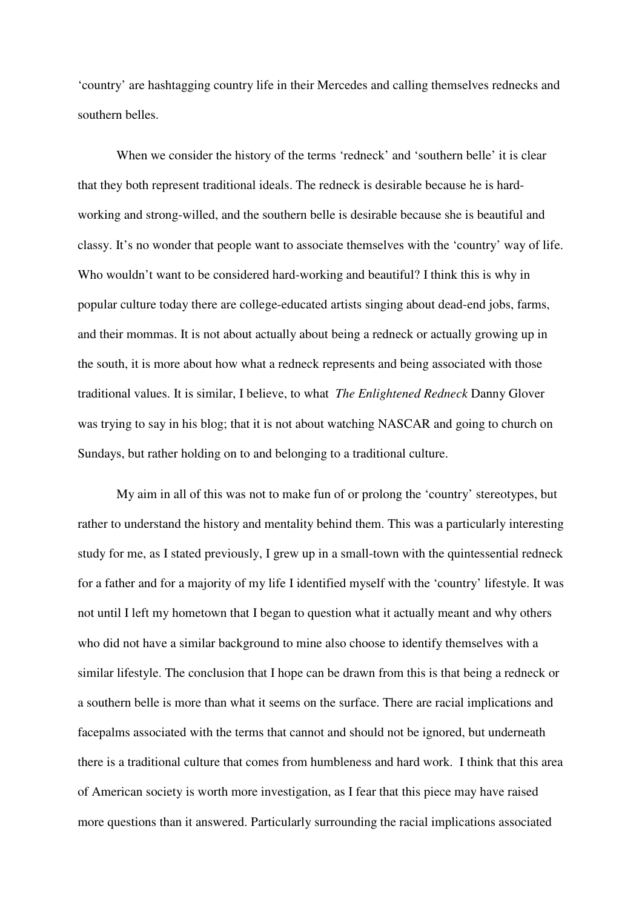'country' are hashtagging country life in their Mercedes and calling themselves rednecks and southern belles.

When we consider the history of the terms 'redneck' and 'southern belle' it is clear that they both represent traditional ideals. The redneck is desirable because he is hard-working and strong-willed, and the southern belle is desirable because she is beautiful and classy. It's no wonder that people want to associate themselves with the 'country' way of life. Who wouldn't want to be considered hard-working and beautiful? I think this is why in popular culture today there are college-educated artists singing about dead-end jobs, farms, and their mommas. It is not about actually about being a redneck or actually growing up in the south, it is more about how what a redneck represents and being associated with those traditional values. It is similar, I believe, to what *The Enlightened Redneck* Danny Glover was trying to say in his blog; that it is not about watching NASCAR and going to church on Sundays, but rather holding on to and belonging to a traditional culture.

My aim in all of this was not to make fun of or prolong the 'country' stereotypes, but rather to understand the history and mentality behind them. This was a particularly interesting study for me, as I stated previously, I grew up in a small-town with the quintessential redneck for a father and for a majority of my life I identified myself with the 'country' lifestyle. It was not until I left my hometown that I began to question what it actually meant and why others who did not have a similar background to mine also choose to identify themselves with a similar lifestyle. The conclusion that I hope can be drawn from this is that being a redneck or a southern belle is more than what it seems on the surface. There are racial implications and facepalms associated with the terms that cannot and should not be ignored, but underneath there is a traditional culture that comes from humbleness and hard work. I think that this area of American society is worth more investigation, as I fear that this piece may have raised more questions than it answered. Particularly surrounding the racial implications associated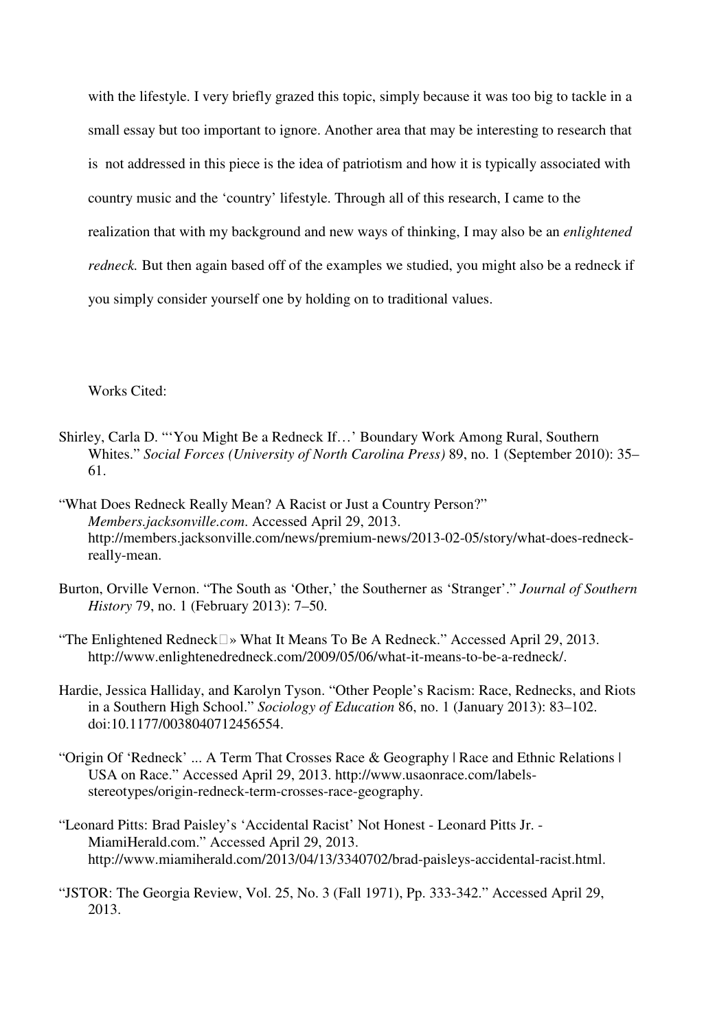with the lifestyle. I very briefly grazed this topic, simply because it was too big to tackle in a small essay but too important to ignore. Another area that may be interesting to research that is not addressed in this piece is the idea of patriotism and how it is typically associated with country music and the 'country' lifestyle. Through all of this research, I came to the realization that with my background and new ways of thinking, I may also be an *enlightened redneck.* But then again based off of the examples we studied, you might also be a redneck if you simply consider yourself one by holding on to traditional values.

Works Cited:

Shirley, Carla D. "'You Might Be a Redneck If…' Boundary Work Among Rural, Southern Whites." *Social Forces (University of North Carolina Press)* 89, no. 1 (September 2010): 35–61.

"What Does Redneck Really Mean? A Racist or Just a Country Person?" *Members.jacksonville.com*. Accessed April 29, 2013. http://members.jacksonville.com/news/premium-news/2013-02-05/story/what-does-redneck-really-mean.

Burton, Orville Vernon. "The South as 'Other,' the Southerner as 'Stranger'." *Journal of Southern History* 79, no. 1 (February 2013): 7–50.

"The Enlightened Redneck� » What It Means To Be A Redneck." Accessed April 29, 2013. http://www.enlightenedredneck.com/2009/05/06/what-it-means-to-be-a-redneck/.

Hardie, Jessica Halliday, and Karolyn Tyson. "Other People's Racism: Race, Rednecks, and Riots in a Southern High School." *Sociology of Education* 86, no. 1 (January 2013): 83–102. doi:10.1177/0038040712456554.

"Origin Of 'Redneck' ... A Term That Crosses Race & Geography | Race and Ethnic Relations | USA on Race." Accessed April 29, 2013. http://www.usaonrace.com/labels-stereotypes/origin-redneck-term-crosses-race-geography.

"Leonard Pitts: Brad Paisley's 'Accidental Racist' Not Honest - Leonard Pitts Jr. - MiamiHerald.com." Accessed April 29, 2013. http://www.miamiherald.com/2013/04/13/3340702/brad-paisleys-accidental-racist.html.

"JSTOR: The Georgia Review, Vol. 25, No. 3 (Fall 1971), Pp. 333-342." Accessed April 29, 2013.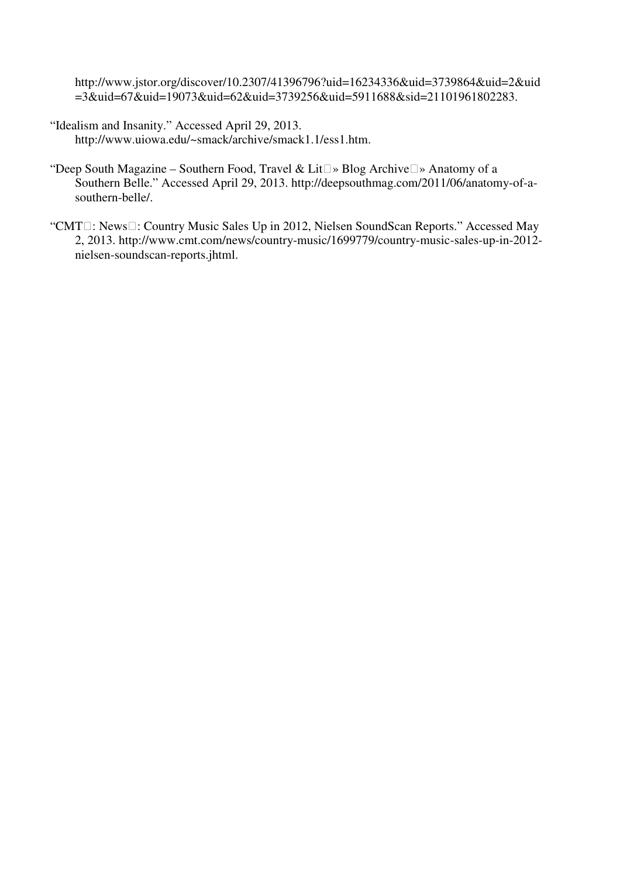http://www.jstor.org/discover/10.2307/41396796?uid=16234336&uid=3739864&uid=2&uid=3&uid=67&uid=19073&uid=62&uid=3739256&uid=5911688&sid=21101961802283.

"Idealism and Insanity." Accessed April 29, 2013. http://www.uiowa.edu/~smack/archive/smack1.1/ess1.htm.

"Deep South Magazine – Southern Food, Travel & Lit » Blog Archive » Anatomy of a Southern Belle." Accessed April 29, 2013. http://deepsouthmag.com/2011/06/anatomy-of-a-southern-belle/.

"CMT : News : Country Music Sales Up in 2012, Nielsen SoundScan Reports." Accessed May 2, 2013. http://www.cmt.com/news/country-music/1699779/country-music-sales-up-in-2012-nielsen-soundscan-reports.jhtml.